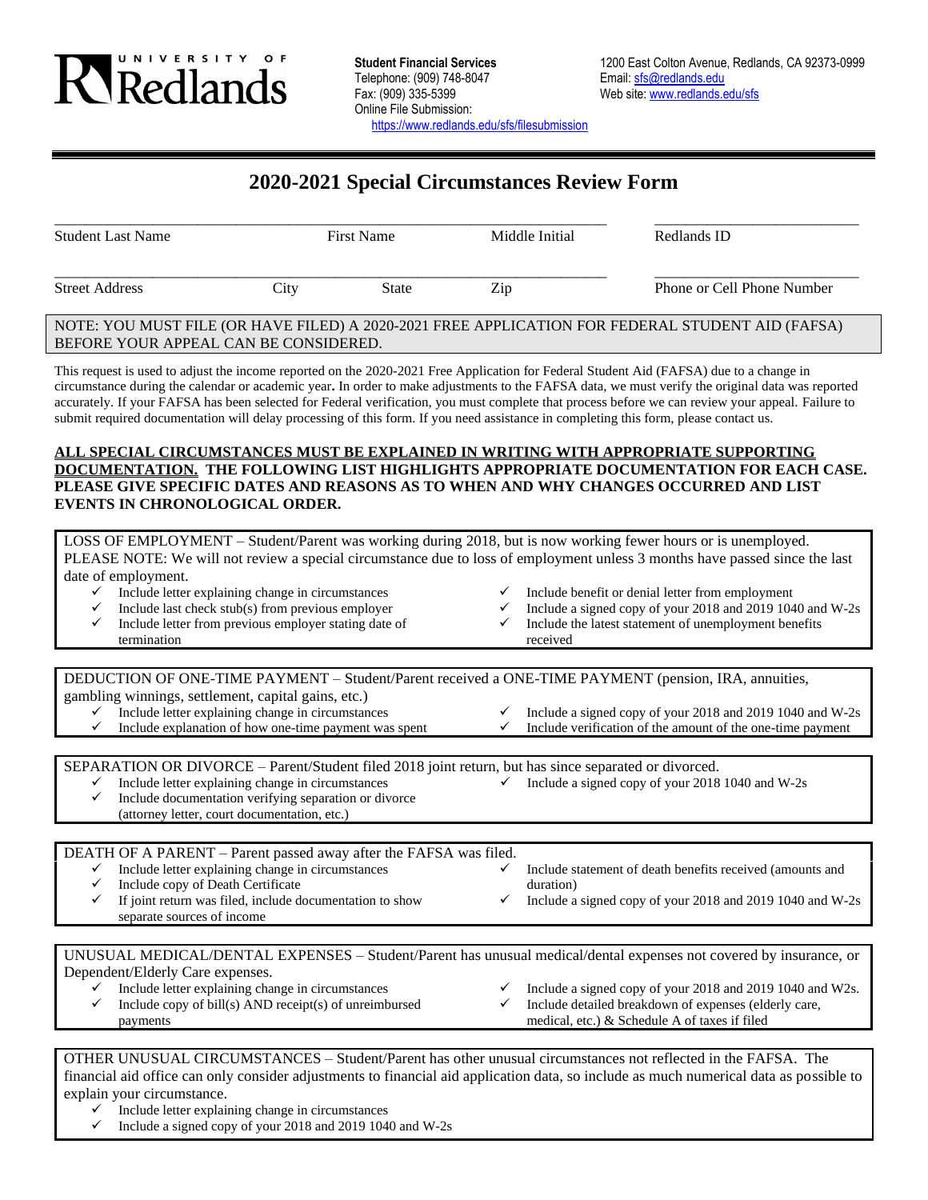UNIVERSITY OF Redlands

**Student Financial Services**
Telephone: (909) 748-8047
Fax: (909) 335-5399
Online File Submission:
https://www.redlands.edu/sfs/filesubmission

1200 East Colton Avenue, Redlands, CA 92373-0999
Email: sfs@redlands.edu
Web site: www.redlands.edu/sfs

# 2020-2021 Special Circumstances Review Form

| | | | |
|---|---|---|---|
| Student Last Name | First Name | Middle Initial | Redlands ID |
| Street Address | City State | Zip | Phone or Cell Phone Number |

NOTE: YOU MUST FILE (OR HAVE FILED) A 2020-2021 FREE APPLICATION FOR FEDERAL STUDENT AID (FAFSA) BEFORE YOUR APPEAL CAN BE CONSIDERED.

This request is used to adjust the income reported on the 2020-2021 Free Application for Federal Student Aid (FAFSA) due to a change in circumstance during the calendar or academic year**.** In order to make adjustments to the FAFSA data, we must verify the original data was reported accurately. If your FAFSA has been selected for Federal verification, you must complete that process before we can review your appeal. Failure to submit required documentation will delay processing of this form. If you need assistance in completing this form, please contact us.

**ALL SPECIAL CIRCUMSTANCES MUST BE EXPLAINED IN WRITING WITH APPROPRIATE SUPPORTING DOCUMENTATION. THE FOLLOWING LIST HIGHLIGHTS APPROPRIATE DOCUMENTATION FOR EACH CASE. PLEASE GIVE SPECIFIC DATES AND REASONS AS TO WHEN AND WHY CHANGES OCCURRED AND LIST EVENTS IN CHRONOLOGICAL ORDER.**

LOSS OF EMPLOYMENT – Student/Parent was working during 2018, but is now working fewer hours or is unemployed. PLEASE NOTE: We will not review a special circumstance due to loss of employment unless 3 months have passed since the last date of employment.

- ✓ Include letter explaining change in circumstances
- ✓ Include last check stub(s) from previous employer
- ✓ Include letter from previous employer stating date of termination
- ✓ Include benefit or denial letter from employment
- ✓ Include a signed copy of your 2018 and 2019 1040 and W-2s
- ✓ Include the latest statement of unemployment benefits received

DEDUCTION OF ONE-TIME PAYMENT – Student/Parent received a ONE-TIME PAYMENT (pension, IRA, annuities, gambling winnings, settlement, capital gains, etc.)

- ✓ Include letter explaining change in circumstances
- ✓ Include explanation of how one-time payment was spent
- ✓ Include a signed copy of your 2018 and 2019 1040 and W-2s
- ✓ Include verification of the amount of the one-time payment

SEPARATION OR DIVORCE – Parent/Student filed 2018 joint return, but has since separated or divorced.

- ✓ Include letter explaining change in circumstances
- ✓ Include documentation verifying separation or divorce (attorney letter, court documentation, etc.)
- ✓ Include a signed copy of your 2018 1040 and W-2s

DEATH OF A PARENT – Parent passed away after the FAFSA was filed.

- ✓ Include letter explaining change in circumstances
- ✓ Include copy of Death Certificate
- ✓ If joint return was filed, include documentation to show separate sources of income
- ✓ Include statement of death benefits received (amounts and duration)
- ✓ Include a signed copy of your 2018 and 2019 1040 and W-2s

UNUSUAL MEDICAL/DENTAL EXPENSES – Student/Parent has unusual medical/dental expenses not covered by insurance, or Dependent/Elderly Care expenses.

- ✓ Include letter explaining change in circumstances
- ✓ Include copy of bill(s) AND receipt(s) of unreimbursed payments
- ✓ Include a signed copy of your 2018 and 2019 1040 and W2s.
- ✓ Include detailed breakdown of expenses (elderly care, medical, etc.) & Schedule A of taxes if filed

OTHER UNUSUAL CIRCUMSTANCES – Student/Parent has other unusual circumstances not reflected in the FAFSA. The financial aid office can only consider adjustments to financial aid application data, so include as much numerical data as possible to explain your circumstance.

- ✓ Include letter explaining change in circumstances
- ✓ Include a signed copy of your 2018 and 2019 1040 and W-2s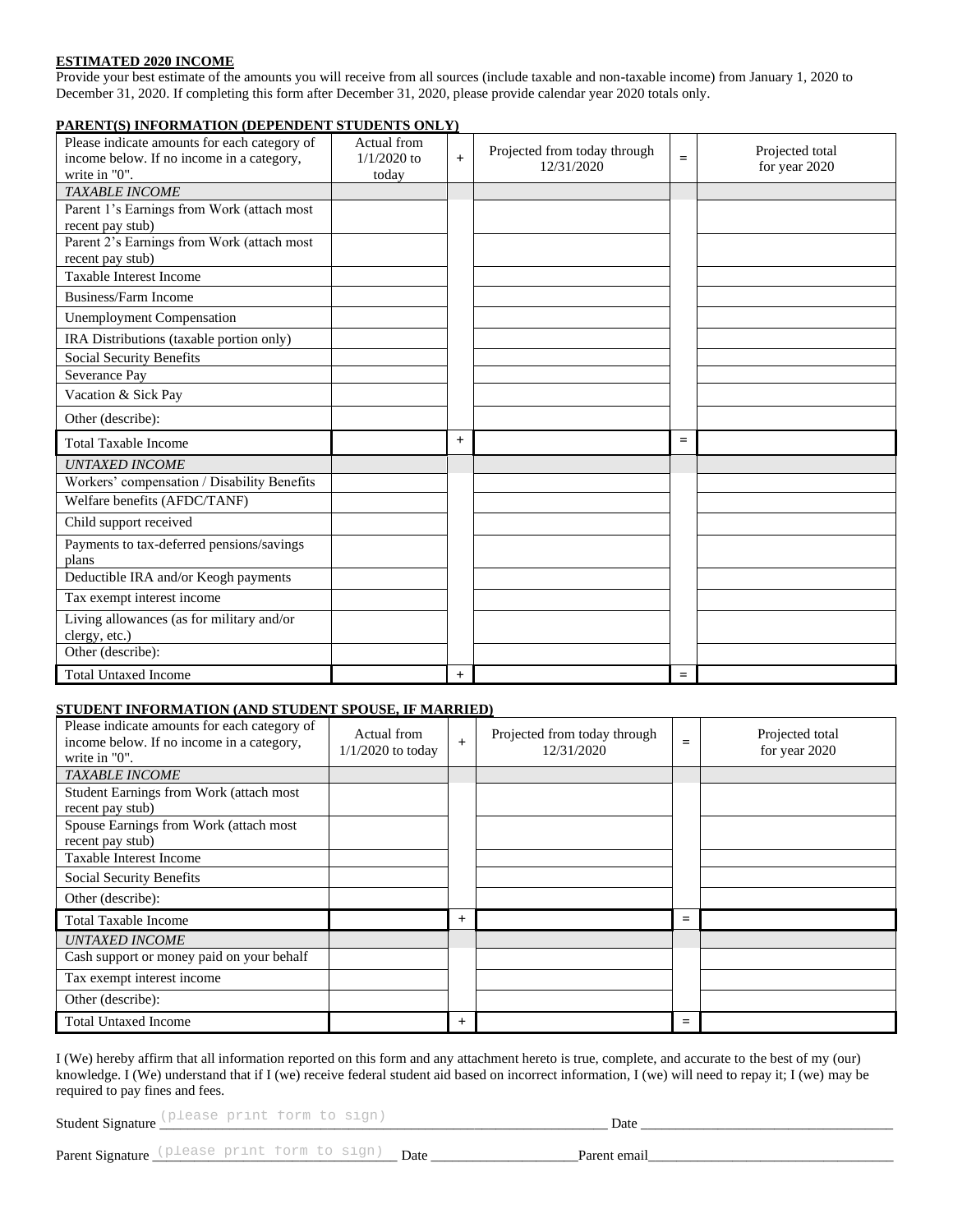**ESTIMATED 2020 INCOME**

Provide your best estimate of the amounts you will receive from all sources (include taxable and non-taxable income) from January 1, 2020 to December 31, 2020. If completing this form after December 31, 2020, please provide calendar year 2020 totals only.

**PARENT(S) INFORMATION (DEPENDENT STUDENTS ONLY)**

| Please indicate amounts for each category of income below. If no income in a category, write in "0". | Actual from 1/1/2020 to today | + | Projected from today through 12/31/2020 | = | Projected total for year 2020 |
|---|---|---|---|---|---|
| *TAXABLE INCOME* | | | | | |
| Parent 1's Earnings from Work (attach most recent pay stub) | | | | | |
| Parent 2's Earnings from Work (attach most recent pay stub) | | | | | |
| Taxable Interest Income | | | | | |
| Business/Farm Income | | | | | |
| Unemployment Compensation | | | | | |
| IRA Distributions (taxable portion only) | | | | | |
| Social Security Benefits | | | | | |
| Severance Pay | | | | | |
| Vacation & Sick Pay | | | | | |
| Other (describe): | | | | | |
| Total Taxable Income | | + | | = | |
| *UNTAXED INCOME* | | | | | |
| Workers' compensation / Disability Benefits | | | | | |
| Welfare benefits (AFDC/TANF) | | | | | |
| Child support received | | | | | |
| Payments to tax-deferred pensions/savings plans | | | | | |
| Deductible IRA and/or Keogh payments | | | | | |
| Tax exempt interest income | | | | | |
| Living allowances (as for military and/or clergy, etc.) | | | | | |
| Other (describe): | | | | | |
| Total Untaxed Income | | + | | = | |

**STUDENT INFORMATION (AND STUDENT SPOUSE, IF MARRIED)**

| Please indicate amounts for each category of income below. If no income in a category, write in "0". | Actual from 1/1/2020 to today | + | Projected from today through 12/31/2020 | = | Projected total for year 2020 |
|---|---|---|---|---|---|
| *TAXABLE INCOME* | | | | | |
| Student Earnings from Work (attach most recent pay stub) | | | | | |
| Spouse Earnings from Work (attach most recent pay stub) | | | | | |
| Taxable Interest Income | | | | | |
| Social Security Benefits | | | | | |
| Other (describe): | | | | | |
| Total Taxable Income | | + | | = | |
| *UNTAXED INCOME* | | | | | |
| Cash support or money paid on your behalf | | | | | |
| Tax exempt interest income | | | | | |
| Other (describe): | | | | | |
| Total Untaxed Income | | + | | = | |

I (We) hereby affirm that all information reported on this form and any attachment hereto is true, complete, and accurate to the best of my (our) knowledge. I (We) understand that if I (we) receive federal student aid based on incorrect information, I (we) will need to repay it; I (we) may be required to pay fines and fees.

Student Signature (please print form to sign) ______________________ Date ______________________

Parent Signature (please print form to sign) ______ Date ______________ Parent email______________________